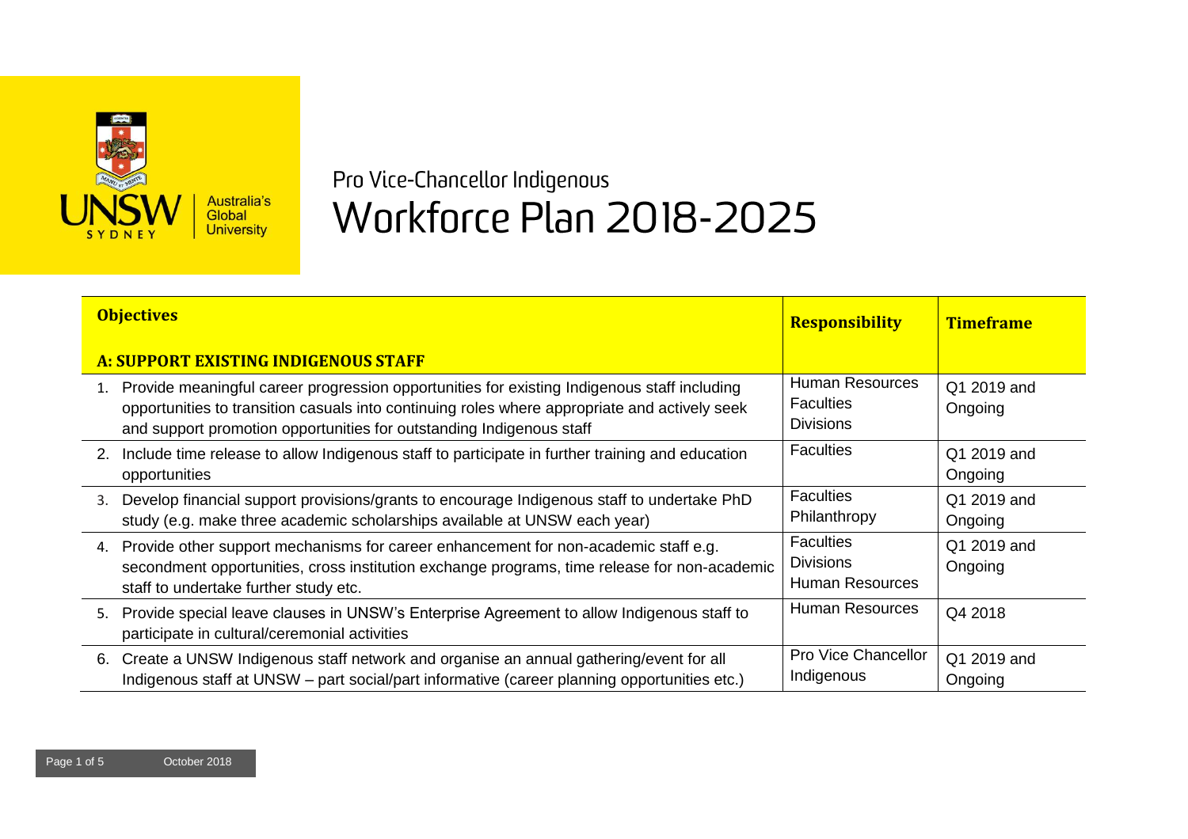# Pro Vice-Chancellor Indigenous

# Workforce Plan 2018-2025

| **Objectives**<br><br>**A: SUPPORT EXISTING INDIGENOUS STAFF** | **Responsibility** | **Timeframe** |
|---|---|---|
| 1. Provide meaningful career progression opportunities for existing Indigenous staff including opportunities to transition casuals into continuing roles where appropriate and actively seek and support promotion opportunities for outstanding Indigenous staff | Human Resources<br>Faculties<br>Divisions | Q1 2019 and Ongoing |
| 2. Include time release to allow Indigenous staff to participate in further training and education opportunities | Faculties | Q1 2019 and Ongoing |
| 3. Develop financial support provisions/grants to encourage Indigenous staff to undertake PhD study (e.g. make three academic scholarships available at UNSW each year) | Faculties<br>Philanthropy | Q1 2019 and Ongoing |
| 4. Provide other support mechanisms for career enhancement for non-academic staff e.g. secondment opportunities, cross institution exchange programs, time release for non-academic staff to undertake further study etc. | Faculties<br>Divisions<br>Human Resources | Q1 2019 and Ongoing |
| 5. Provide special leave clauses in UNSW's Enterprise Agreement to allow Indigenous staff to participate in cultural/ceremonial activities | Human Resources | Q4 2018 |
| 6. Create a UNSW Indigenous staff network and organise an annual gathering/event for all Indigenous staff at UNSW – part social/part informative (career planning opportunities etc.) | Pro Vice Chancellor Indigenous | Q1 2019 and Ongoing |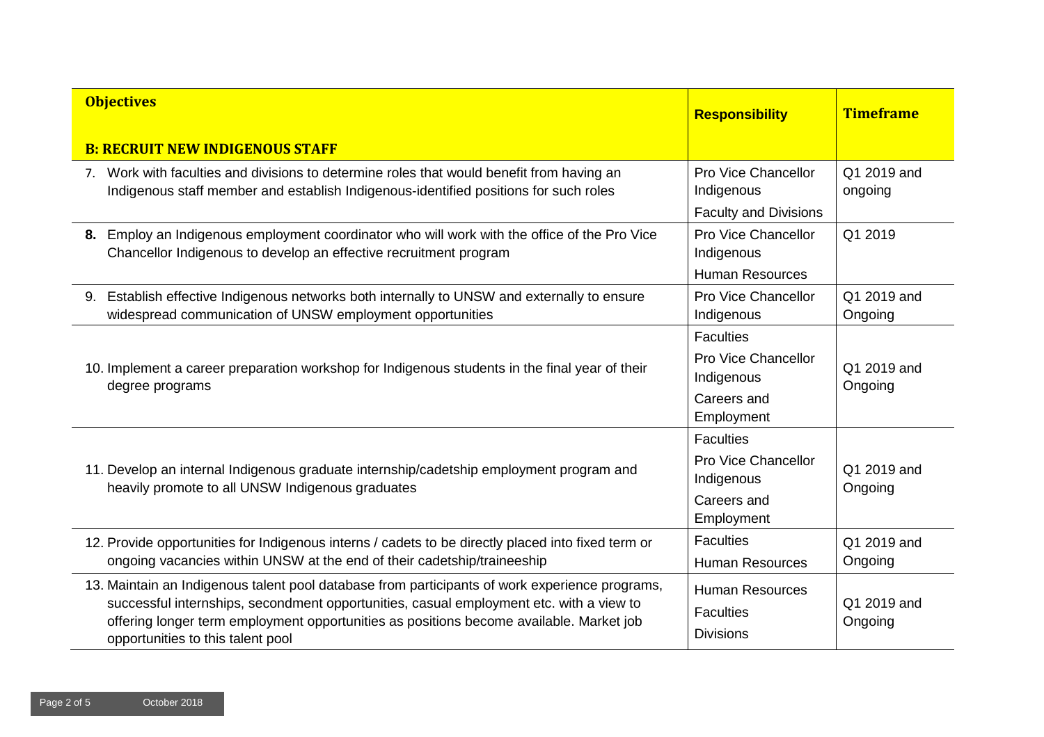| Objectives<br><br>B: RECRUIT NEW INDIGENOUS STAFF | Responsibility | Timeframe |
| --- | --- | --- |
| 7. Work with faculties and divisions to determine roles that would benefit from having an Indigenous staff member and establish Indigenous-identified positions for such roles | Pro Vice Chancellor Indigenous<br>Faculty and Divisions | Q1 2019 and ongoing |
| **8.** Employ an Indigenous employment coordinator who will work with the office of the Pro Vice Chancellor Indigenous to develop an effective recruitment program | Pro Vice Chancellor Indigenous<br>Human Resources | Q1 2019 |
| 9. Establish effective Indigenous networks both internally to UNSW and externally to ensure widespread communication of UNSW employment opportunities | Pro Vice Chancellor Indigenous | Q1 2019 and Ongoing |
| 10. Implement a career preparation workshop for Indigenous students in the final year of their degree programs | Faculties<br>Pro Vice Chancellor Indigenous<br>Careers and Employment | Q1 2019 and Ongoing |
| 11. Develop an internal Indigenous graduate internship/cadetship employment program and heavily promote to all UNSW Indigenous graduates | Faculties<br>Pro Vice Chancellor Indigenous<br>Careers and Employment | Q1 2019 and Ongoing |
| 12. Provide opportunities for Indigenous interns / cadets to be directly placed into fixed term or ongoing vacancies within UNSW at the end of their cadetship/traineeship | Faculties<br>Human Resources | Q1 2019 and Ongoing |
| 13. Maintain an Indigenous talent pool database from participants of work experience programs, successful internships, secondment opportunities, casual employment etc. with a view to offering longer term employment opportunities as positions become available. Market job opportunities to this talent pool | Human Resources<br>Faculties<br>Divisions | Q1 2019 and Ongoing |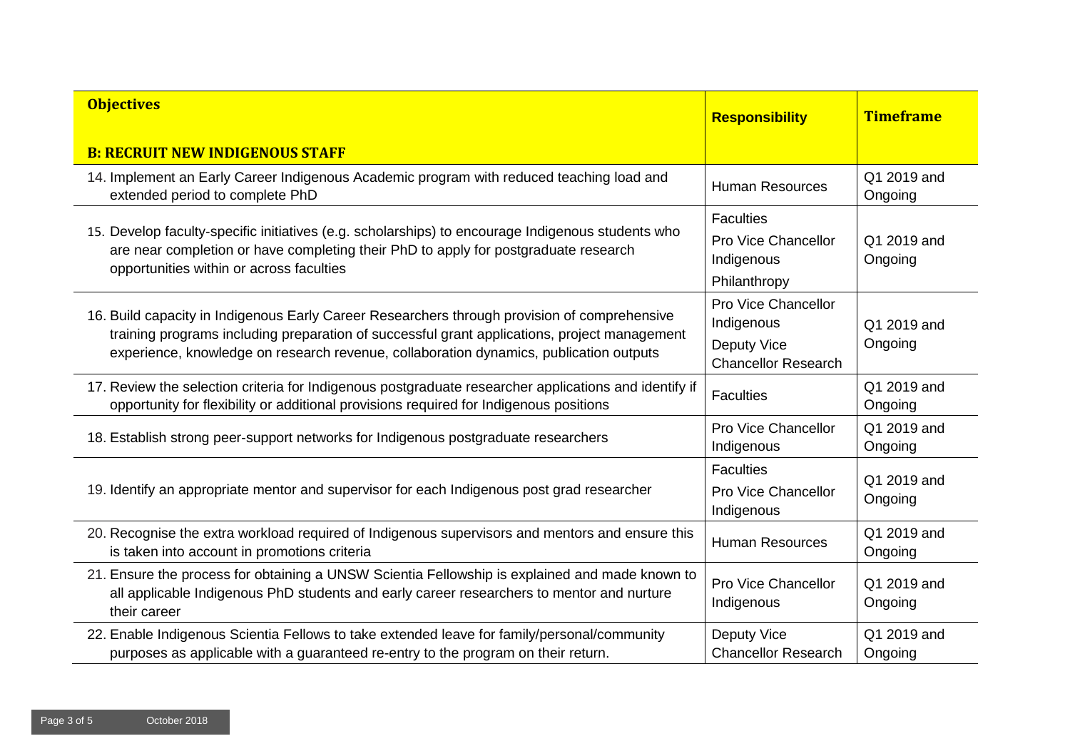| Objectives<br><br>B: RECRUIT NEW INDIGENOUS STAFF | Responsibility | Timeframe |
| --- | --- | --- |
| 14. Implement an Early Career Indigenous Academic program with reduced teaching load and extended period to complete PhD | Human Resources | Q1 2019 and Ongoing |
| 15. Develop faculty-specific initiatives (e.g. scholarships) to encourage Indigenous students who are near completion or have completing their PhD to apply for postgraduate research opportunities within or across faculties | Faculties<br>Pro Vice Chancellor Indigenous<br>Philanthropy | Q1 2019 and Ongoing |
| 16. Build capacity in Indigenous Early Career Researchers through provision of comprehensive training programs including preparation of successful grant applications, project management experience, knowledge on research revenue, collaboration dynamics, publication outputs | Pro Vice Chancellor Indigenous<br>Deputy Vice Chancellor Research | Q1 2019 and Ongoing |
| 17. Review the selection criteria for Indigenous postgraduate researcher applications and identify if opportunity for flexibility or additional provisions required for Indigenous positions | Faculties | Q1 2019 and Ongoing |
| 18. Establish strong peer-support networks for Indigenous postgraduate researchers | Pro Vice Chancellor Indigenous | Q1 2019 and Ongoing |
| 19. Identify an appropriate mentor and supervisor for each Indigenous post grad researcher | Faculties<br>Pro Vice Chancellor Indigenous | Q1 2019 and Ongoing |
| 20. Recognise the extra workload required of Indigenous supervisors and mentors and ensure this is taken into account in promotions criteria | Human Resources | Q1 2019 and Ongoing |
| 21. Ensure the process for obtaining a UNSW Scientia Fellowship is explained and made known to all applicable Indigenous PhD students and early career researchers to mentor and nurture their career | Pro Vice Chancellor Indigenous | Q1 2019 and Ongoing |
| 22. Enable Indigenous Scientia Fellows to take extended leave for family/personal/community purposes as applicable with a guaranteed re-entry to the program on their return. | Deputy Vice Chancellor Research | Q1 2019 and Ongoing |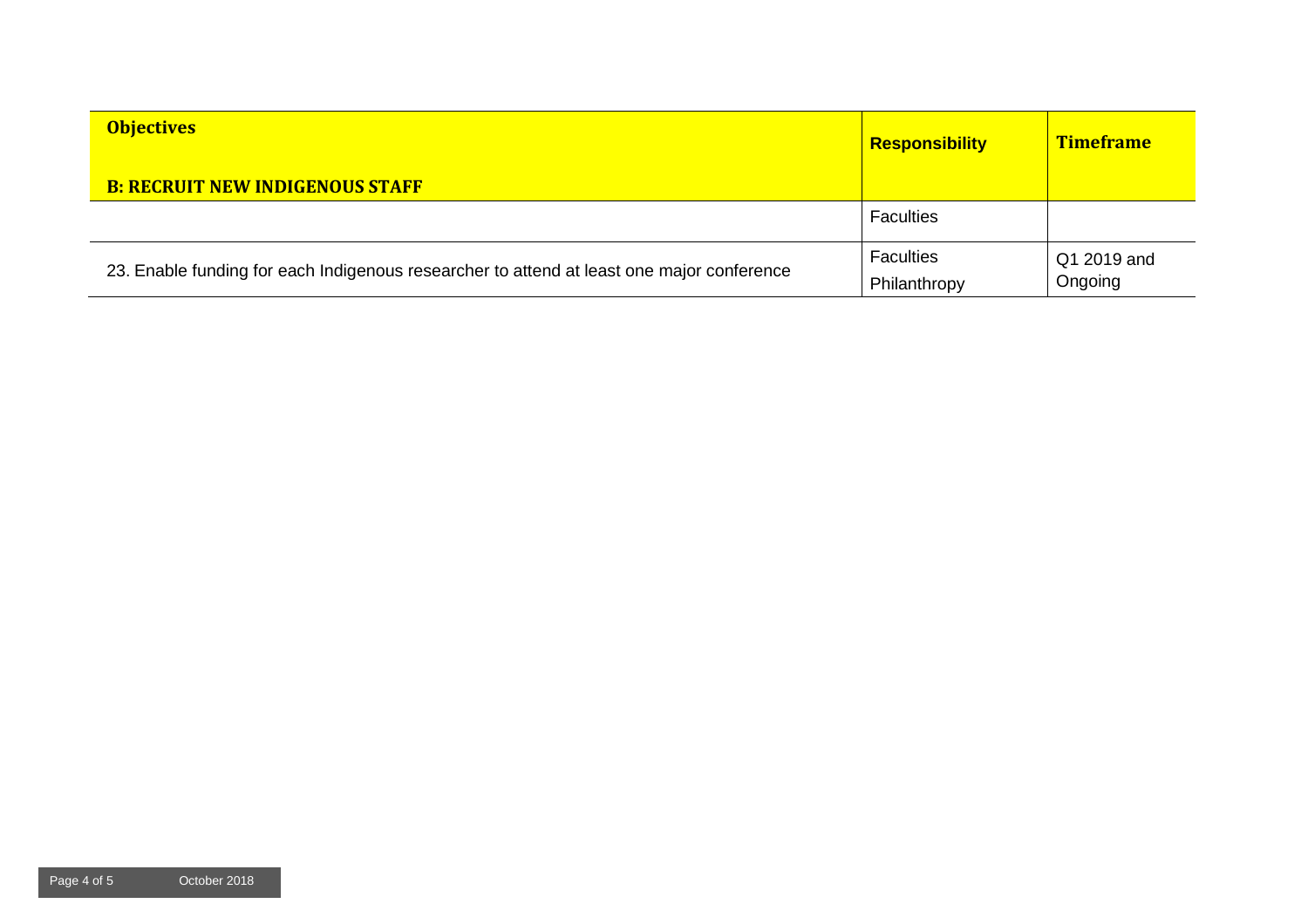| Objectives<br><br>B: RECRUIT NEW INDIGENOUS STAFF | Responsibility | Timeframe |
|---|---|---|
| | Faculties | |
| 23. Enable funding for each Indigenous researcher to attend at least one major conference | Faculties<br>Philanthropy | Q1 2019 and Ongoing |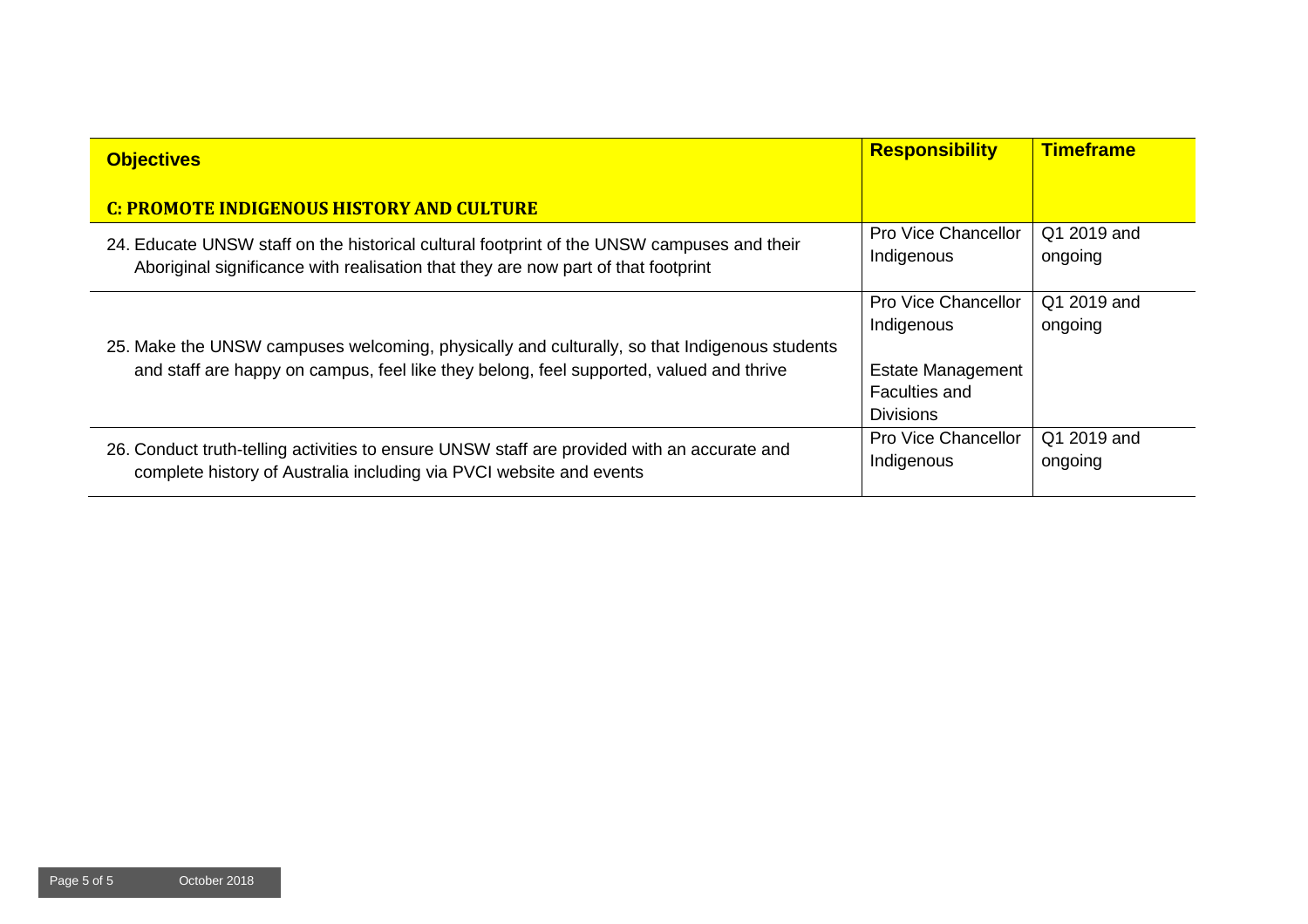| Objectives<br><br>**C: PROMOTE INDIGENOUS HISTORY AND CULTURE** | Responsibility | Timeframe |
|---|---|---|
| 24. Educate UNSW staff on the historical cultural footprint of the UNSW campuses and their Aboriginal significance with realisation that they are now part of that footprint | Pro Vice Chancellor Indigenous | Q1 2019 and ongoing |
| 25. Make the UNSW campuses welcoming, physically and culturally, so that Indigenous students and staff are happy on campus, feel like they belong, feel supported, valued and thrive | Pro Vice Chancellor Indigenous<br><br>Estate Management<br>Faculties and Divisions | Q1 2019 and ongoing |
| 26. Conduct truth-telling activities to ensure UNSW staff are provided with an accurate and complete history of Australia including via PVCI website and events | Pro Vice Chancellor Indigenous | Q1 2019 and ongoing |